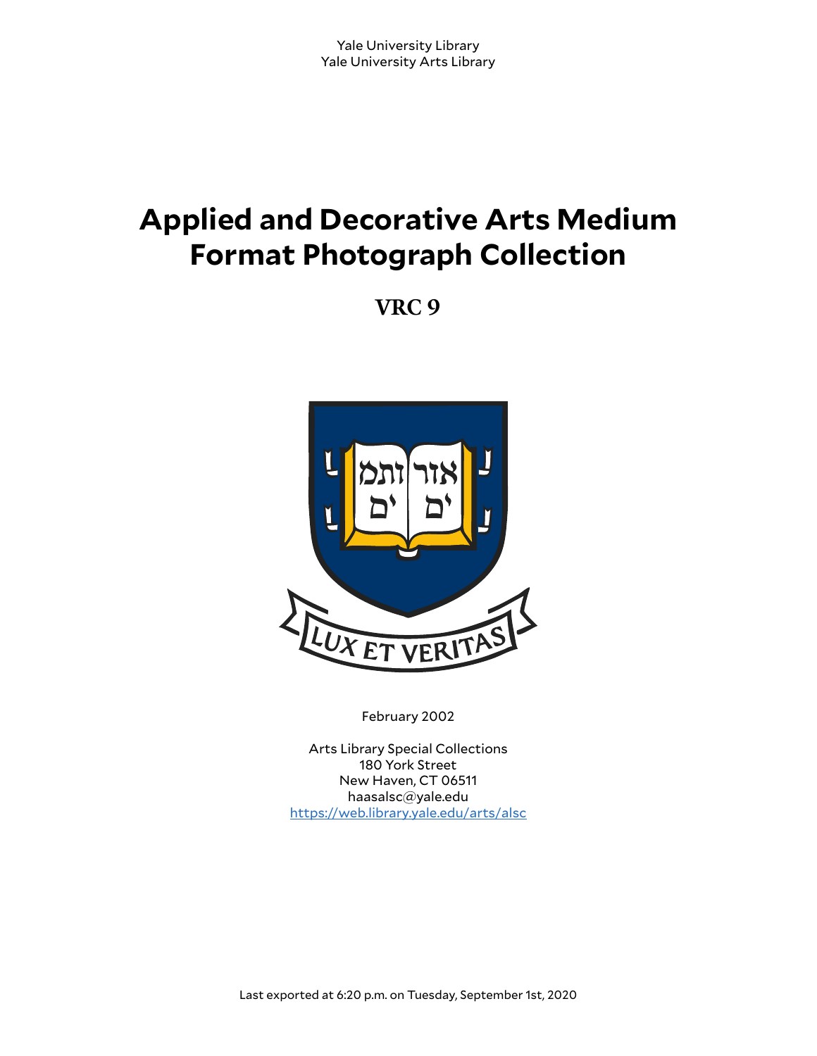Yale University Library
Yale University Arts Library

# Applied and Decorative Arts Medium Format Photograph Collection

## VRC 9

February 2002

Arts Library Special Collections
180 York Street
New Haven, CT 06511
haasalsc@yale.edu
https://web.library.yale.edu/arts/alsc

Last exported at 6:20 p.m. on Tuesday, September 1st, 2020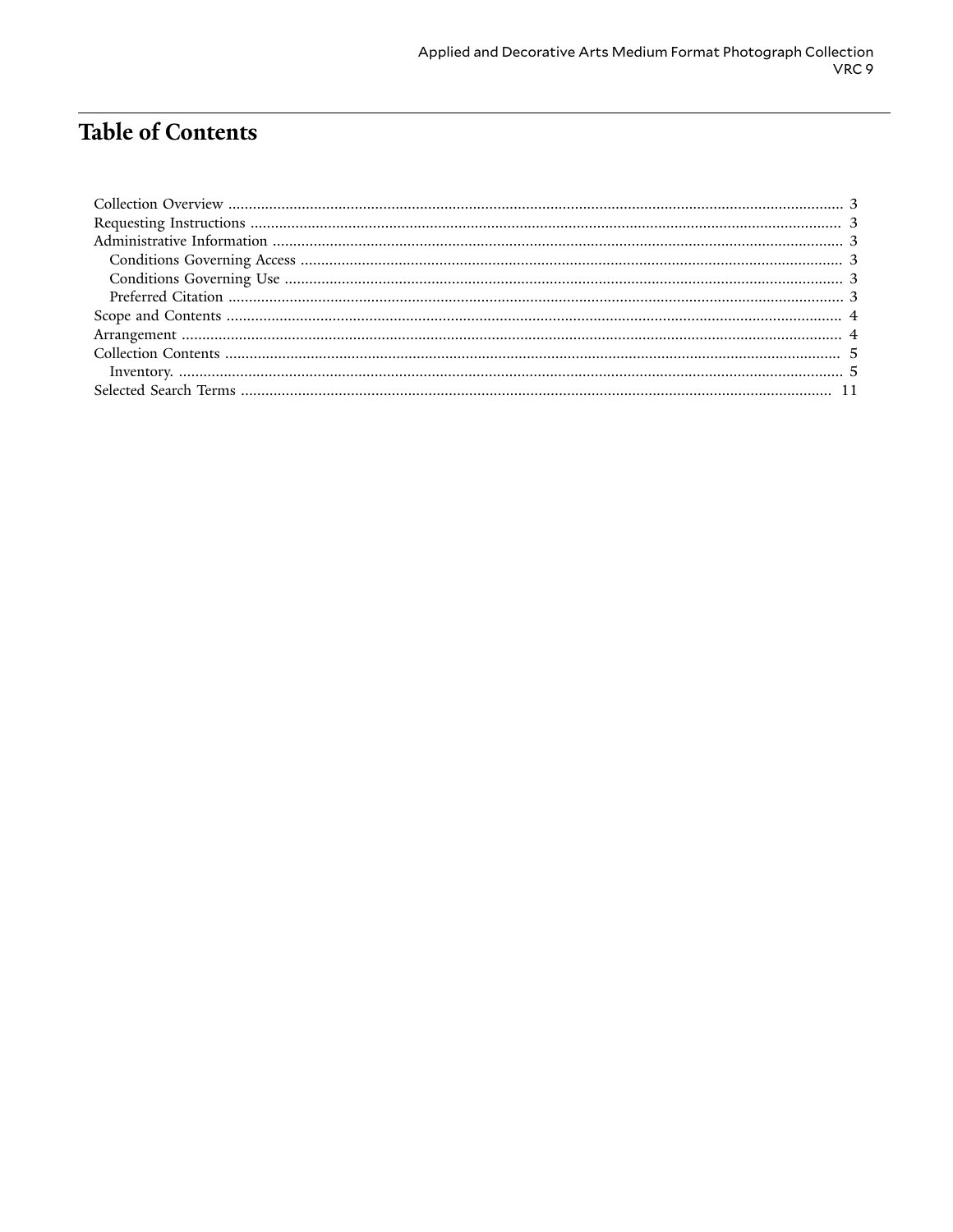# Table of Contents

- Collection Overview ........ 3
- Requesting Instructions ........ 3
- Administrative Information ........ 3
  - Conditions Governing Access ........ 3
  - Conditions Governing Use ........ 3
  - Preferred Citation ........ 3
- Scope and Contents ........ 4
- Arrangement ........ 4
- Collection Contents ........ 5
  - Inventory. ........ 5
- Selected Search Terms ........ 11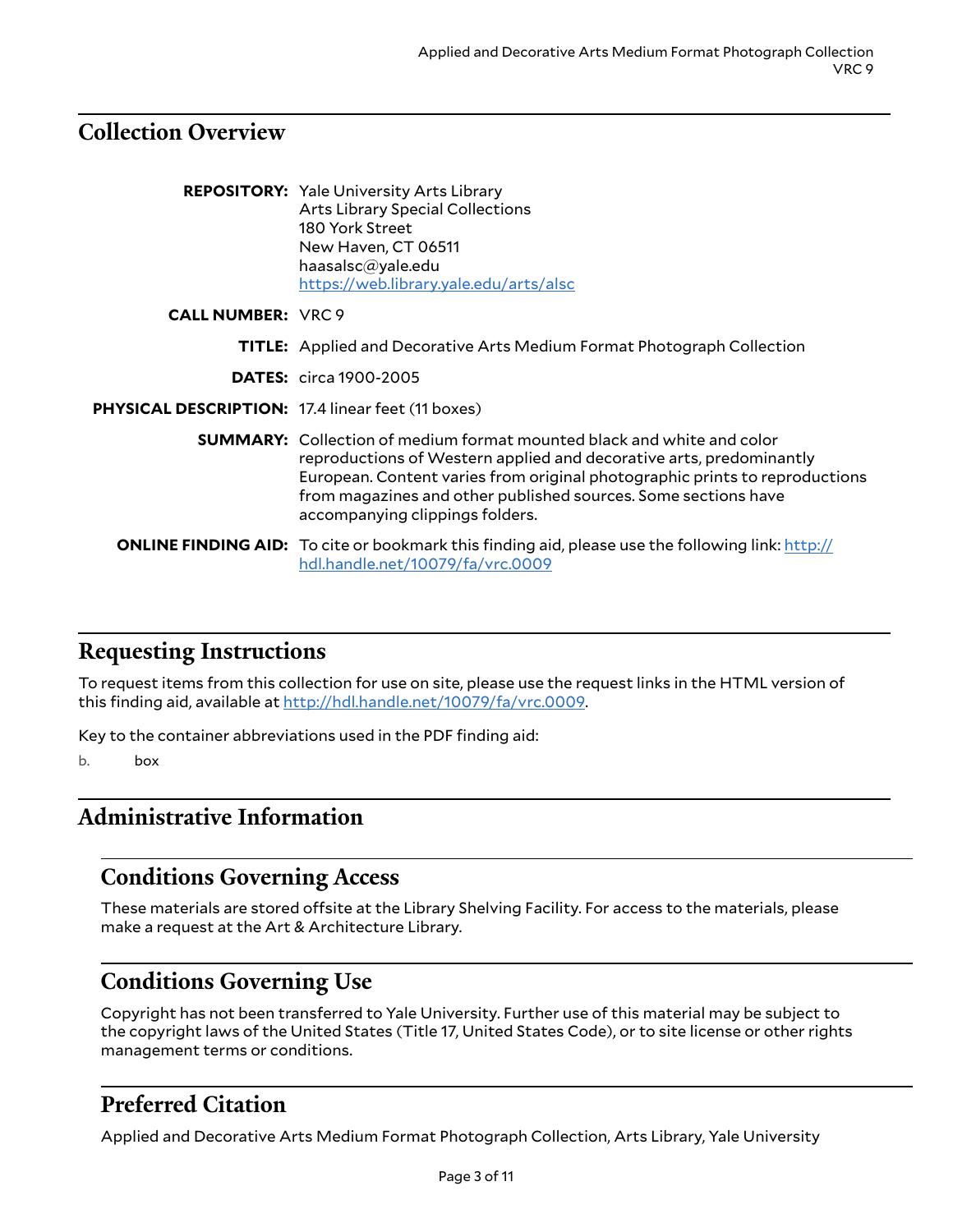## Collection Overview

**REPOSITORY:** Yale University Arts Library
Arts Library Special Collections
180 York Street
New Haven, CT 06511
haasalsc@yale.edu
https://web.library.yale.edu/arts/alsc

**CALL NUMBER:** VRC 9

**TITLE:** Applied and Decorative Arts Medium Format Photograph Collection

**DATES:** circa 1900-2005

**PHYSICAL DESCRIPTION:** 17.4 linear feet (11 boxes)

**SUMMARY:** Collection of medium format mounted black and white and color reproductions of Western applied and decorative arts, predominantly European. Content varies from original photographic prints to reproductions from magazines and other published sources. Some sections have accompanying clippings folders.

**ONLINE FINDING AID:** To cite or bookmark this finding aid, please use the following link: http://hdl.handle.net/10079/fa/vrc.0009

## Requesting Instructions

To request items from this collection for use on site, please use the request links in the HTML version of this finding aid, available at http://hdl.handle.net/10079/fa/vrc.0009.

Key to the container abbreviations used in the PDF finding aid:

b. box

## Administrative Information

### Conditions Governing Access

These materials are stored offsite at the Library Shelving Facility. For access to the materials, please make a request at the Art & Architecture Library.

### Conditions Governing Use

Copyright has not been transferred to Yale University. Further use of this material may be subject to the copyright laws of the United States (Title 17, United States Code), or to site license or other rights management terms or conditions.

### Preferred Citation

Applied and Decorative Arts Medium Format Photograph Collection, Arts Library, Yale University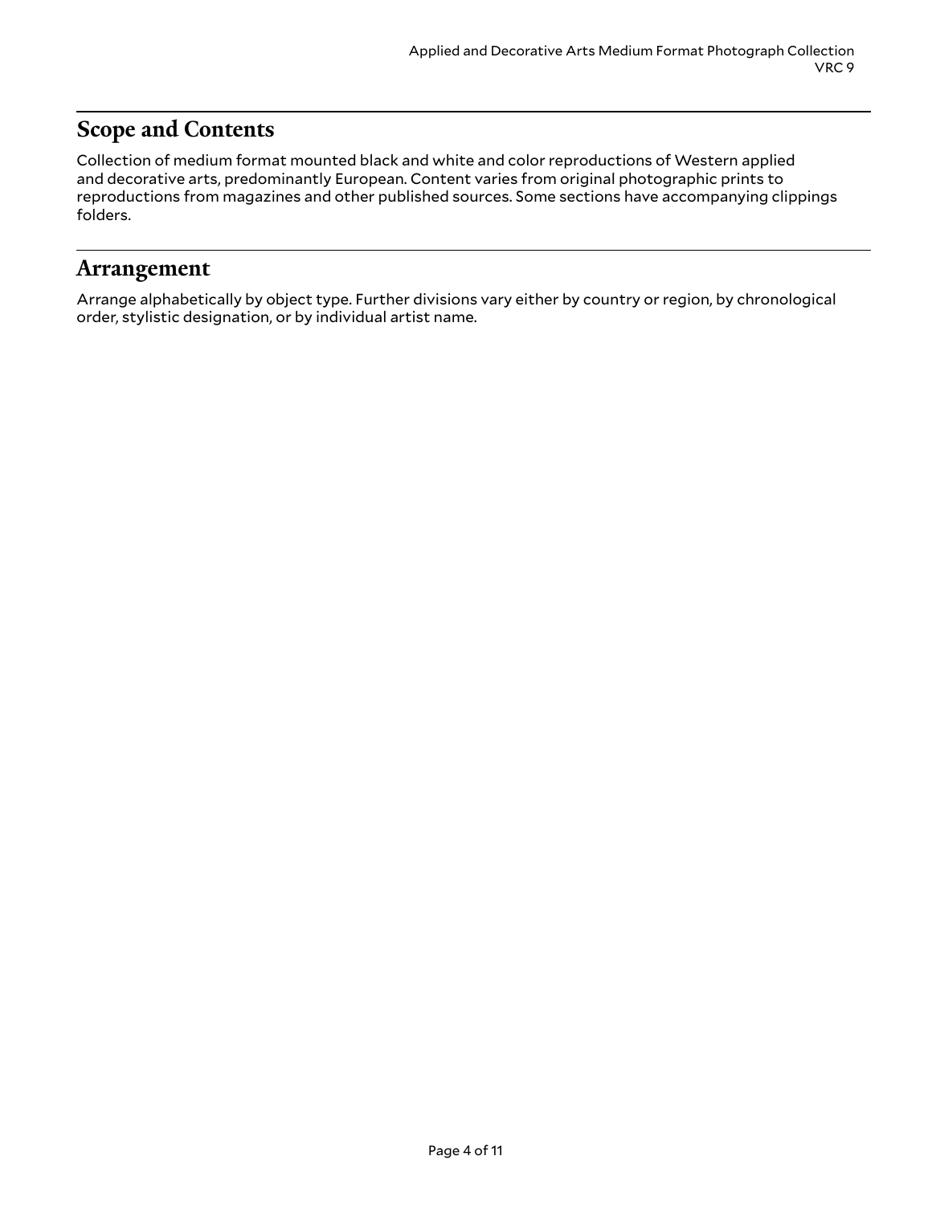## Scope and Contents

Collection of medium format mounted black and white and color reproductions of Western applied and decorative arts, predominantly European. Content varies from original photographic prints to reproductions from magazines and other published sources. Some sections have accompanying clippings folders.

## Arrangement

Arrange alphabetically by object type. Further divisions vary either by country or region, by chronological order, stylistic designation, or by individual artist name.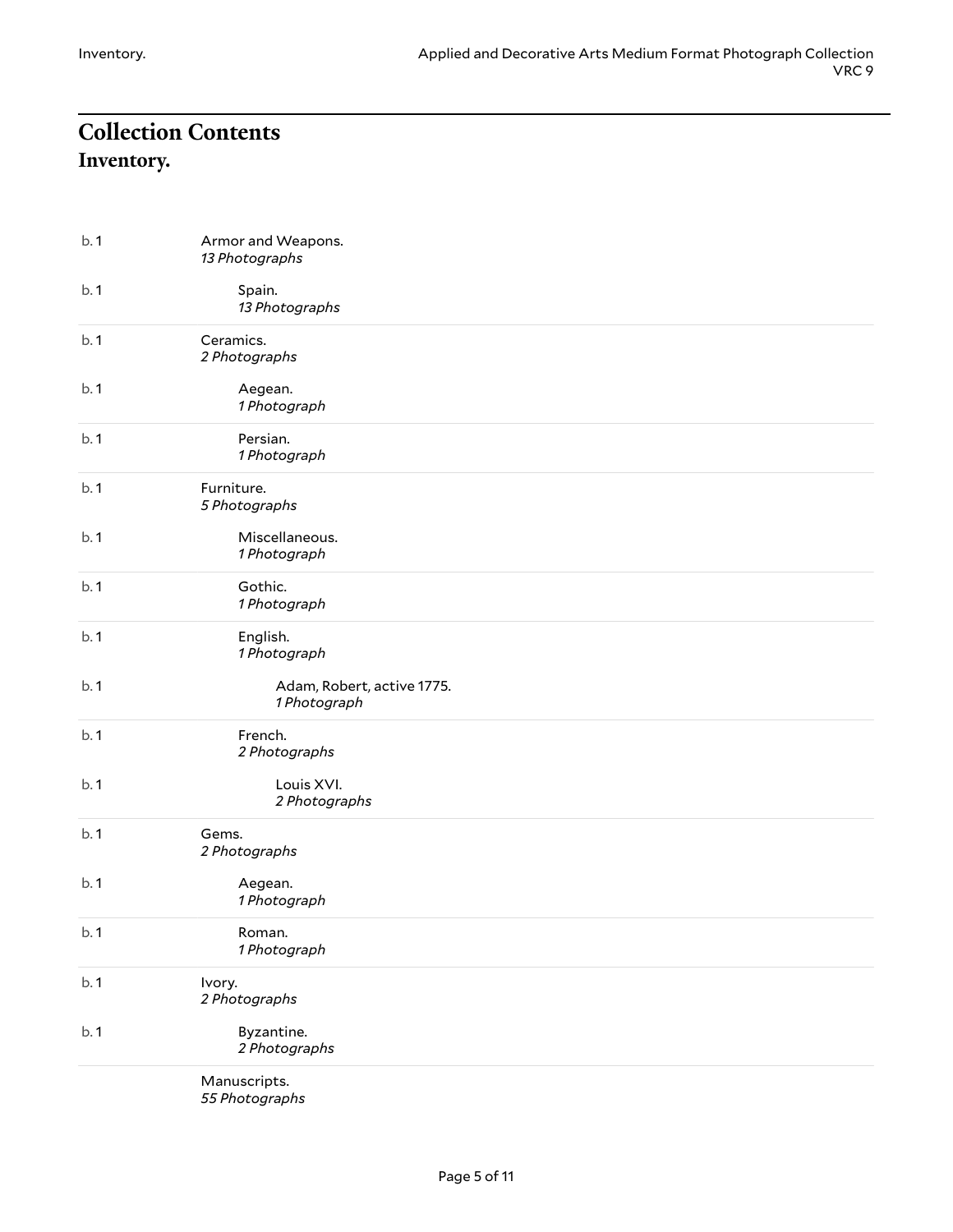# Collection Contents

## Inventory.

| Box | Contents |
| --- | --- |
| b. 1 | Armor and Weapons. *13 Photographs* |
| b. 1 | &nbsp;&nbsp;&nbsp;&nbsp;Spain. *13 Photographs* |
| b. 1 | Ceramics. *2 Photographs* |
| b. 1 | &nbsp;&nbsp;&nbsp;&nbsp;Aegean. *1 Photograph* |
| b. 1 | &nbsp;&nbsp;&nbsp;&nbsp;Persian. *1 Photograph* |
| b. 1 | Furniture. *5 Photographs* |
| b. 1 | &nbsp;&nbsp;&nbsp;&nbsp;Miscellaneous. *1 Photograph* |
| b. 1 | &nbsp;&nbsp;&nbsp;&nbsp;Gothic. *1 Photograph* |
| b. 1 | &nbsp;&nbsp;&nbsp;&nbsp;English. *1 Photograph* |
| b. 1 | &nbsp;&nbsp;&nbsp;&nbsp;&nbsp;&nbsp;&nbsp;&nbsp;Adam, Robert, active 1775. *1 Photograph* |
| b. 1 | &nbsp;&nbsp;&nbsp;&nbsp;French. *2 Photographs* |
| b. 1 | &nbsp;&nbsp;&nbsp;&nbsp;&nbsp;&nbsp;&nbsp;&nbsp;Louis XVI. *2 Photographs* |
| b. 1 | Gems. *2 Photographs* |
| b. 1 | &nbsp;&nbsp;&nbsp;&nbsp;Aegean. *1 Photograph* |
| b. 1 | &nbsp;&nbsp;&nbsp;&nbsp;Roman. *1 Photograph* |
| b. 1 | Ivory. *2 Photographs* |
| b. 1 | &nbsp;&nbsp;&nbsp;&nbsp;Byzantine. *2 Photographs* |
| | Manuscripts. *55 Photographs* |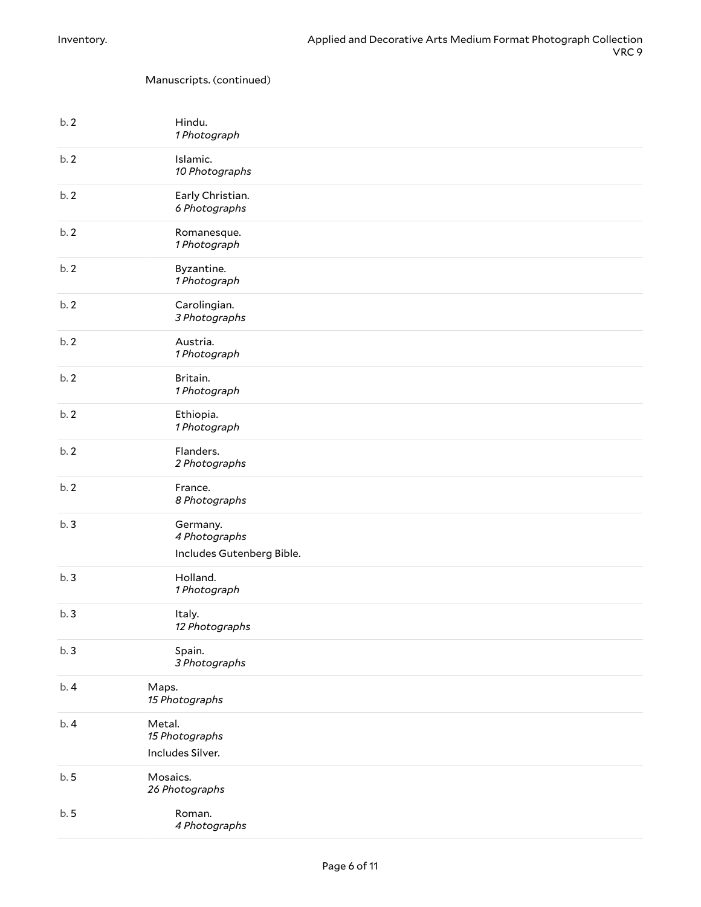Manuscripts. (continued)

| Box | Description |
|---|---|
| b. 2 | Hindu. *1 Photograph* |
| b. 2 | Islamic. *10 Photographs* |
| b. 2 | Early Christian. *6 Photographs* |
| b. 2 | Romanesque. *1 Photograph* |
| b. 2 | Byzantine. *1 Photograph* |
| b. 2 | Carolingian. *3 Photographs* |
| b. 2 | Austria. *1 Photograph* |
| b. 2 | Britain. *1 Photograph* |
| b. 2 | Ethiopia. *1 Photograph* |
| b. 2 | Flanders. *2 Photographs* |
| b. 2 | France. *8 Photographs* |
| b. 3 | Germany. *4 Photographs* Includes Gutenberg Bible. |
| b. 3 | Holland. *1 Photograph* |
| b. 3 | Italy. *12 Photographs* |
| b. 3 | Spain. *3 Photographs* |
| b. 4 | Maps. *15 Photographs* |
| b. 4 | Metal. *15 Photographs* Includes Silver. |
| b. 5 | Mosaics. *26 Photographs* |
| b. 5 | Roman. *4 Photographs* |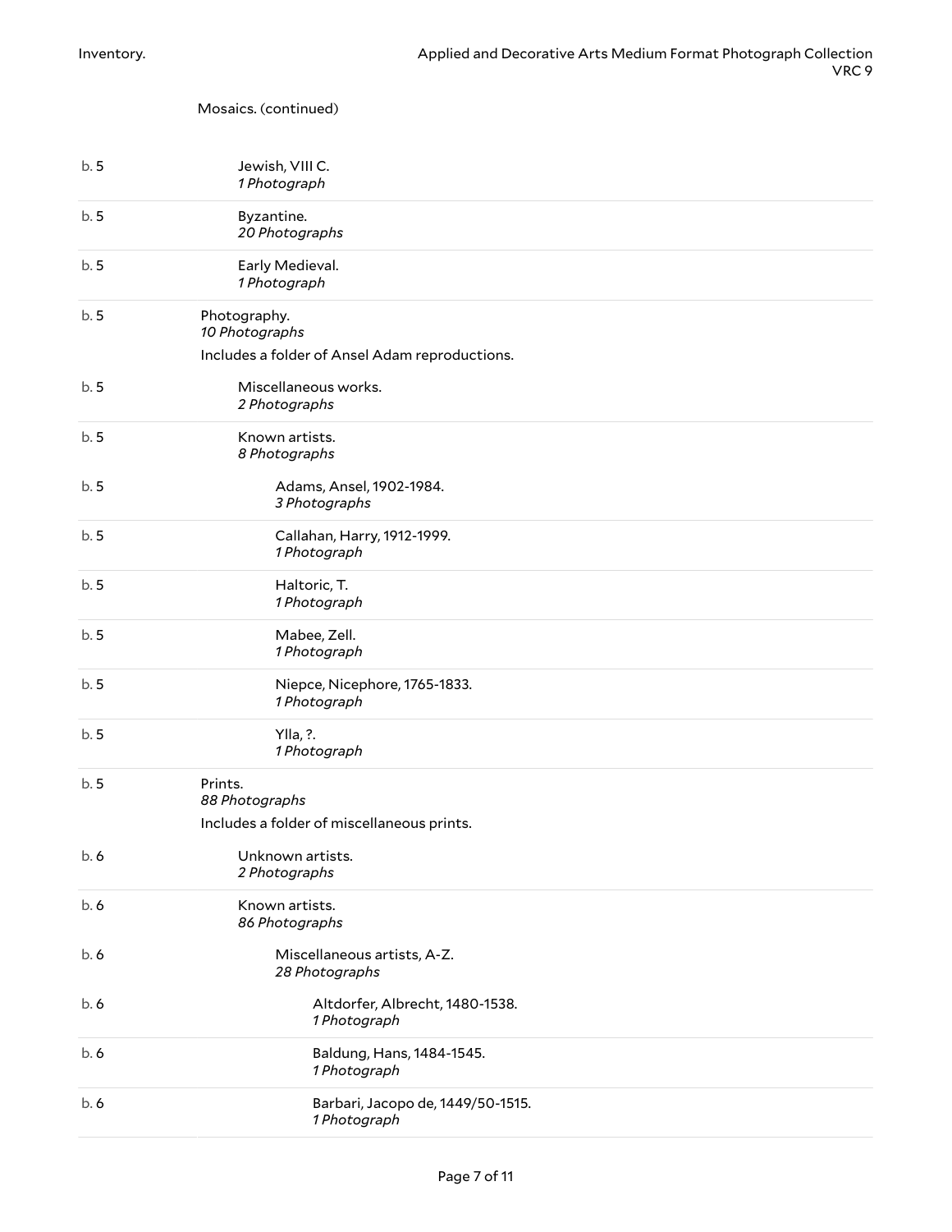Mosaics. (continued)

| Box | Title |
|---|---|
| b. 5 | Jewish, VIII C. *1 Photograph* |
| b. 5 | Byzantine. *20 Photographs* |
| b. 5 | Early Medieval. *1 Photograph* |
| b. 5 | Photography. *10 Photographs* Includes a folder of Ansel Adam reproductions. |
| b. 5 | Miscellaneous works. *2 Photographs* |
| b. 5 | Known artists. *8 Photographs* |
| b. 5 | Adams, Ansel, 1902-1984. *3 Photographs* |
| b. 5 | Callahan, Harry, 1912-1999. *1 Photograph* |
| b. 5 | Haltoric, T. *1 Photograph* |
| b. 5 | Mabee, Zell. *1 Photograph* |
| b. 5 | Niepce, Nicephore, 1765-1833. *1 Photograph* |
| b. 5 | Ylla, ?. *1 Photograph* |
| b. 5 | Prints. *88 Photographs* Includes a folder of miscellaneous prints. |
| b. 6 | Unknown artists. *2 Photographs* |
| b. 6 | Known artists. *86 Photographs* |
| b. 6 | Miscellaneous artists, A-Z. *28 Photographs* |
| b. 6 | Altdorfer, Albrecht, 1480-1538. *1 Photograph* |
| b. 6 | Baldung, Hans, 1484-1545. *1 Photograph* |
| b. 6 | Barbari, Jacopo de, 1449/50-1515. *1 Photograph* |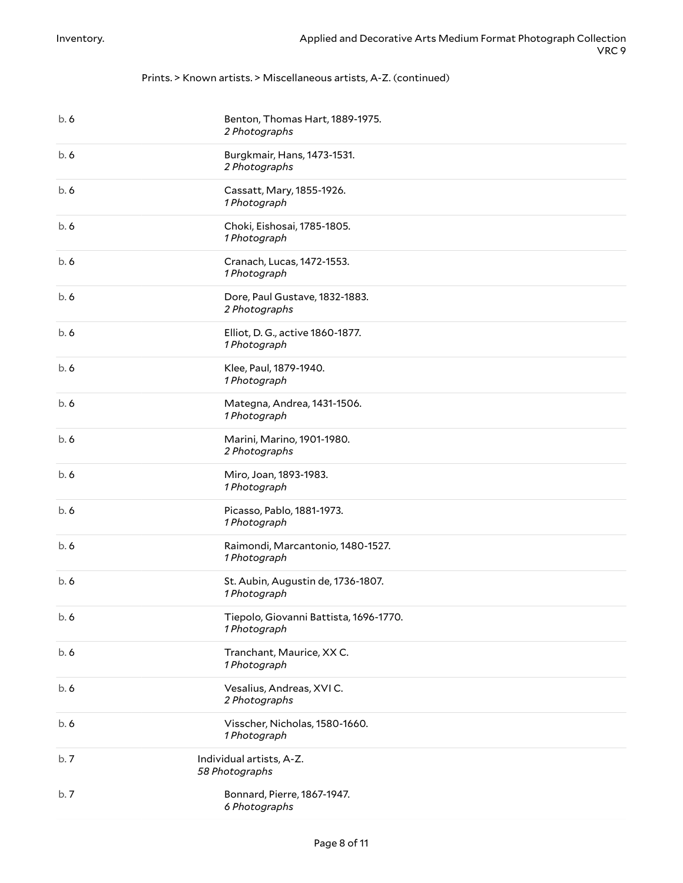Prints. > Known artists. > Miscellaneous artists, A-Z. (continued)

| | |
|---|---|
| b. 6 | Benton, Thomas Hart, 1889-1975. *2 Photographs* |
| b. 6 | Burgkmair, Hans, 1473-1531. *2 Photographs* |
| b. 6 | Cassatt, Mary, 1855-1926. *1 Photograph* |
| b. 6 | Choki, Eishosai, 1785-1805. *1 Photograph* |
| b. 6 | Cranach, Lucas, 1472-1553. *1 Photograph* |
| b. 6 | Dore, Paul Gustave, 1832-1883. *2 Photographs* |
| b. 6 | Elliot, D. G., active 1860-1877. *1 Photograph* |
| b. 6 | Klee, Paul, 1879-1940. *1 Photograph* |
| b. 6 | Mategna, Andrea, 1431-1506. *1 Photograph* |
| b. 6 | Marini, Marino, 1901-1980. *2 Photographs* |
| b. 6 | Miro, Joan, 1893-1983. *1 Photograph* |
| b. 6 | Picasso, Pablo, 1881-1973. *1 Photograph* |
| b. 6 | Raimondi, Marcantonio, 1480-1527. *1 Photograph* |
| b. 6 | St. Aubin, Augustin de, 1736-1807. *1 Photograph* |
| b. 6 | Tiepolo, Giovanni Battista, 1696-1770. *1 Photograph* |
| b. 6 | Tranchant, Maurice, XX C. *1 Photograph* |
| b. 6 | Vesalius, Andreas, XVI C. *2 Photographs* |
| b. 6 | Visscher, Nicholas, 1580-1660. *1 Photograph* |
| b. 7 | Individual artists, A-Z. *58 Photographs* |
| b. 7 | Bonnard, Pierre, 1867-1947. *6 Photographs* |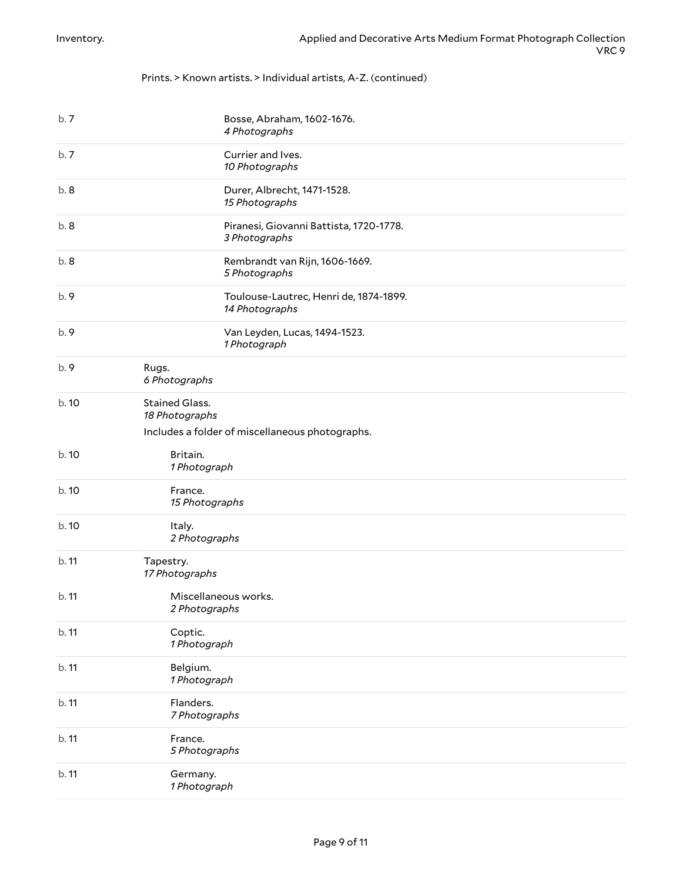Prints. > Known artists. > Individual artists, A-Z. (continued)

| Box | Title |
|---|---|
| b. 7 | Bosse, Abraham, 1602-1676. *4 Photographs* |
| b. 7 | Currier and Ives. *10 Photographs* |
| b. 8 | Durer, Albrecht, 1471-1528. *15 Photographs* |
| b. 8 | Piranesi, Giovanni Battista, 1720-1778. *3 Photographs* |
| b. 8 | Rembrandt van Rijn, 1606-1669. *5 Photographs* |
| b. 9 | Toulouse-Lautrec, Henri de, 1874-1899. *14 Photographs* |
| b. 9 | Van Leyden, Lucas, 1494-1523. *1 Photograph* |
| b. 9 | Rugs. *6 Photographs* |
| b. 10 | Stained Glass. *18 Photographs* Includes a folder of miscellaneous photographs. |
| b. 10 | Britain. *1 Photograph* |
| b. 10 | France. *15 Photographs* |
| b. 10 | Italy. *2 Photographs* |
| b. 11 | Tapestry. *17 Photographs* |
| b. 11 | Miscellaneous works. *2 Photographs* |
| b. 11 | Coptic. *1 Photograph* |
| b. 11 | Belgium. *1 Photograph* |
| b. 11 | Flanders. *7 Photographs* |
| b. 11 | France. *5 Photographs* |
| b. 11 | Germany. *1 Photograph* |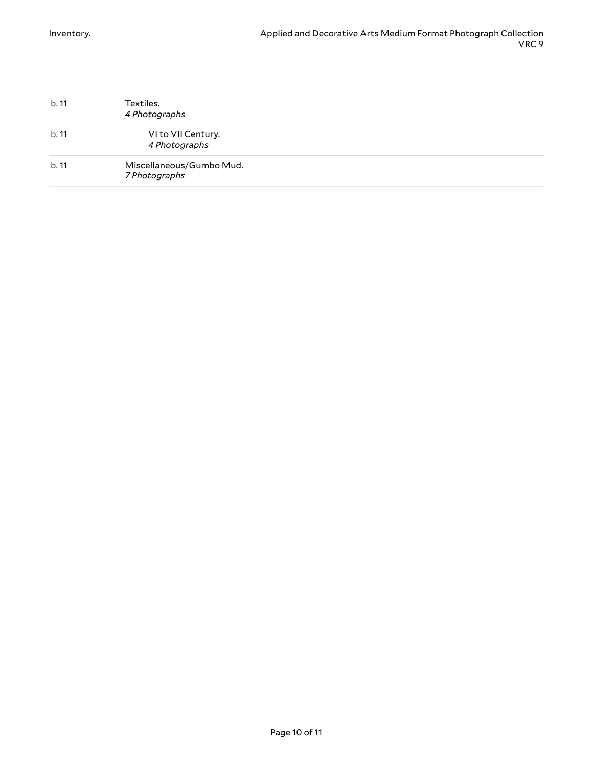| Box | Description |
| --- | --- |
| b. 11 | Textiles.<br>*4 Photographs* |
| b. 11 | VI to VII Century.<br>*4 Photographs* |
| b. 11 | Miscellaneous/Gumbo Mud.<br>*7 Photographs* |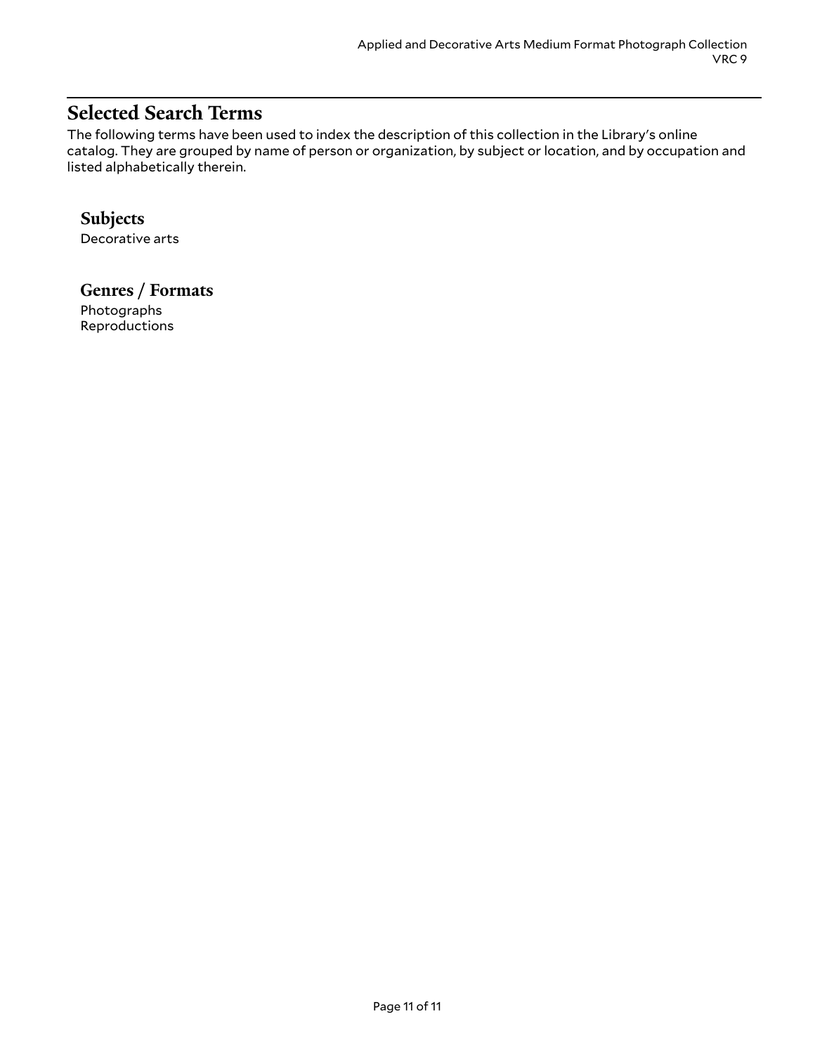## Selected Search Terms

The following terms have been used to index the description of this collection in the Library's online catalog. They are grouped by name of person or organization, by subject or location, and by occupation and listed alphabetically therein.

### Subjects

Decorative arts

### Genres / Formats

Photographs
Reproductions